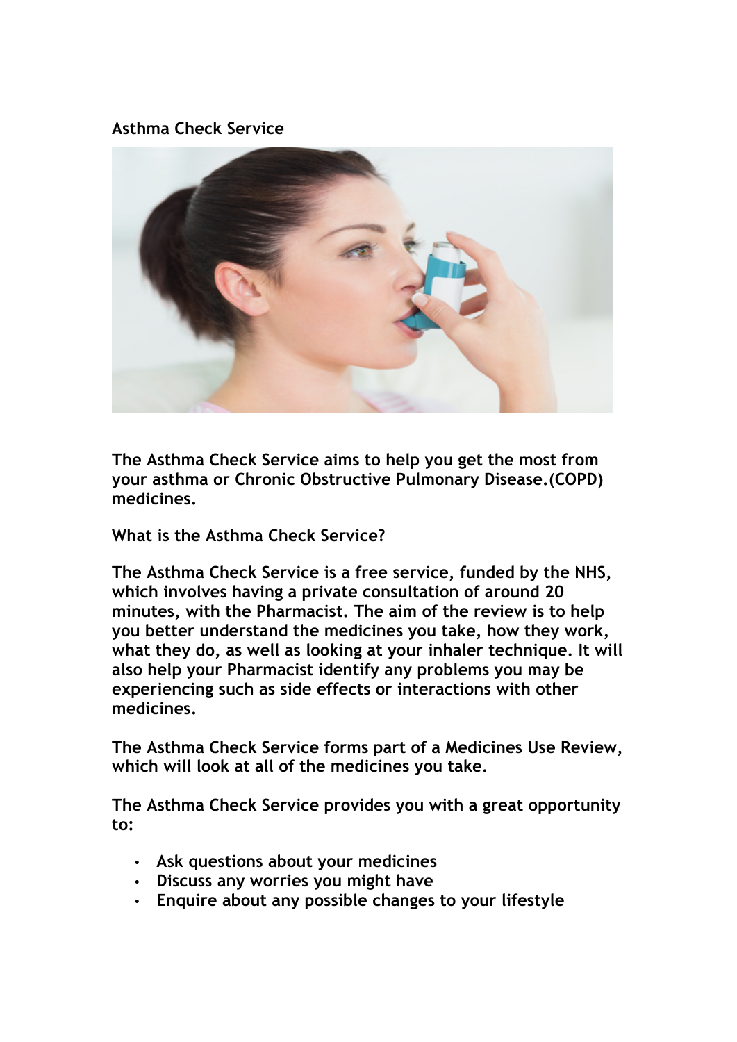# Asthma Check Service

**The Asthma Check Service aims to help you get the most from your asthma or Chronic Obstructive Pulmonary Disease.(COPD) medicines.**

## What is the Asthma Check Service?

**The Asthma Check Service is a free service, funded by the NHS, which involves having a private consultation of around 20 minutes, with the Pharmacist. The aim of the review is to help you better understand the medicines you take, how they work, what they do, as well as looking at your inhaler technique. It will also help your Pharmacist identify any problems you may be experiencing such as side effects or interactions with other medicines.**

**The Asthma Check Service forms part of a Medicines Use Review, which will look at all of the medicines you take.**

**The Asthma Check Service provides you with a great opportunity to:**

- **Ask questions about your medicines**
- **Discuss any worries you might have**
- **Enquire about any possible changes to your lifestyle**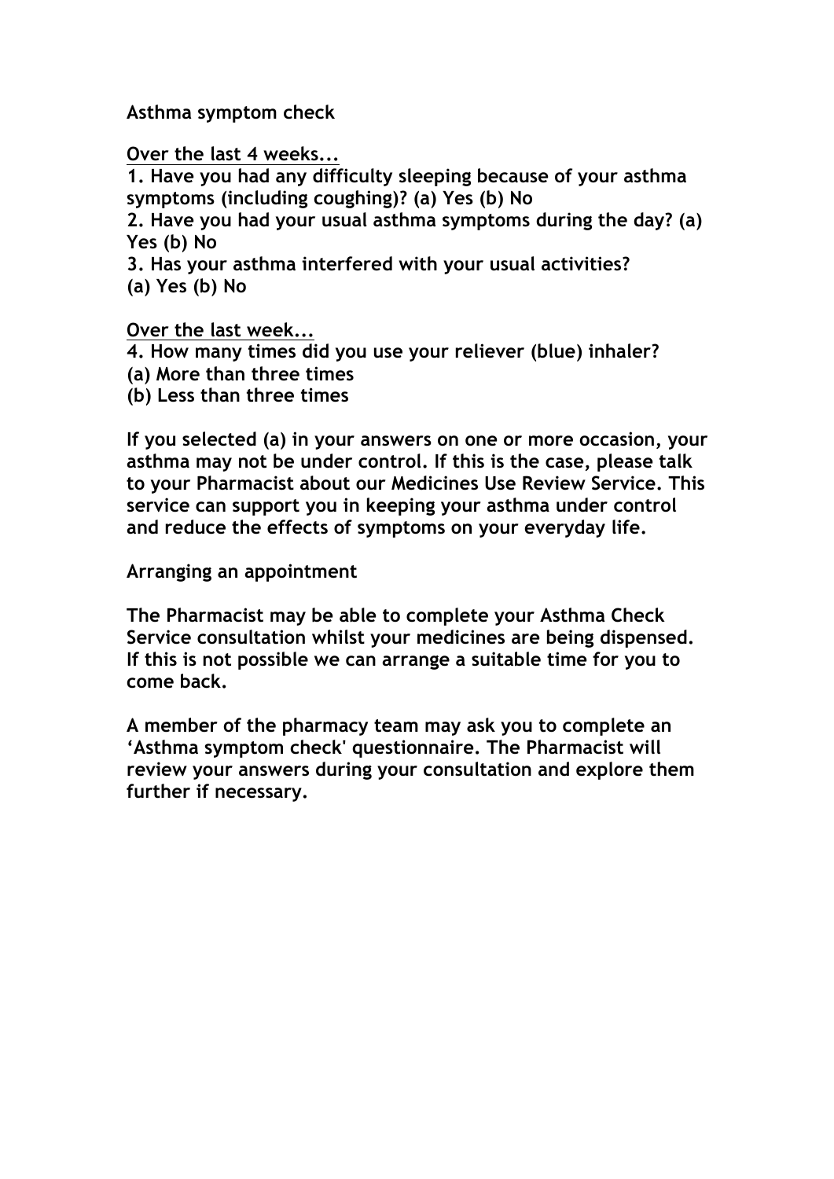**Asthma symptom check**

**<u>Over the last 4 weeks...</u>**

**1. Have you had any difficulty sleeping because of your asthma symptoms (including coughing)? (a) Yes (b) No**

**2. Have you had your usual asthma symptoms during the day? (a) Yes (b) No**

**3. Has your asthma interfered with your usual activities? (a) Yes (b) No**

**<u>Over the last week...</u>**

**4. How many times did you use your reliever (blue) inhaler?**

**(a) More than three times**

**(b) Less than three times**

**If you selected (a) in your answers on one or more occasion, your asthma may not be under control. If this is the case, please talk to your Pharmacist about our Medicines Use Review Service. This service can support you in keeping your asthma under control and reduce the effects of symptoms on your everyday life.**

**Arranging an appointment**

**The Pharmacist may be able to complete your Asthma Check Service consultation whilst your medicines are being dispensed. If this is not possible we can arrange a suitable time for you to come back.**

**A member of the pharmacy team may ask you to complete an 'Asthma symptom check' questionnaire. The Pharmacist will review your answers during your consultation and explore them further if necessary.**